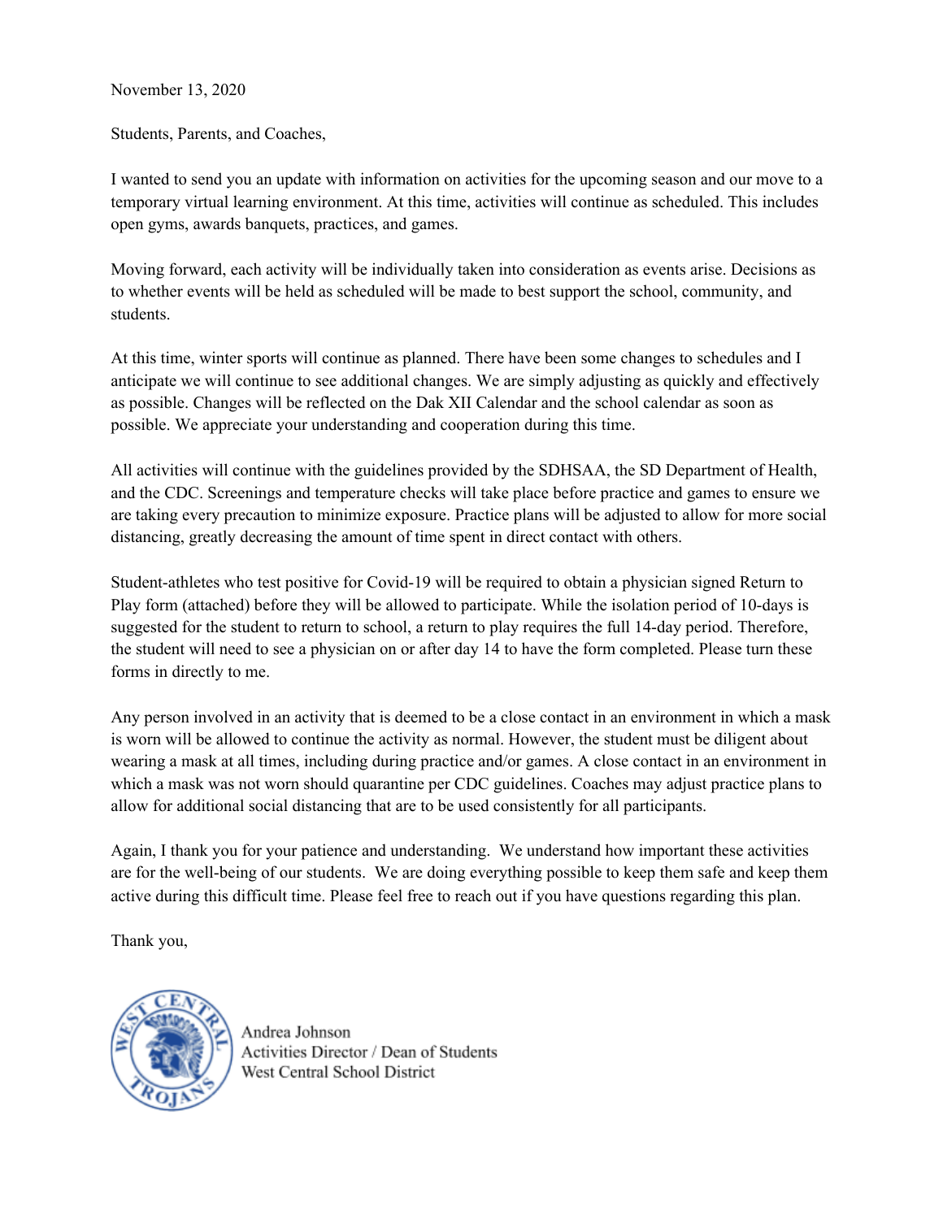November 13, 2020

Students, Parents, and Coaches,

I wanted to send you an update with information on activities for the upcoming season and our move to a temporary virtual learning environment. At this time, activities will continue as scheduled. This includes open gyms, awards banquets, practices, and games.

Moving forward, each activity will be individually taken into consideration as events arise. Decisions as to whether events will be held as scheduled will be made to best support the school, community, and students.

At this time, winter sports will continue as planned. There have been some changes to schedules and I anticipate we will continue to see additional changes. We are simply adjusting as quickly and effectively as possible. Changes will be reflected on the Dak XII Calendar and the school calendar as soon as possible. We appreciate your understanding and cooperation during this time.

All activities will continue with the guidelines provided by the SDHSAA, the SD Department of Health, and the CDC. Screenings and temperature checks will take place before practice and games to ensure we are taking every precaution to minimize exposure. Practice plans will be adjusted to allow for more social distancing, greatly decreasing the amount of time spent in direct contact with others.

Student-athletes who test positive for Covid-19 will be required to obtain a physician signed Return to Play form (attached) before they will be allowed to participate. While the isolation period of 10-days is suggested for the student to return to school, a return to play requires the full 14-day period. Therefore, the student will need to see a physician on or after day 14 to have the form completed. Please turn these forms in directly to me.

Any person involved in an activity that is deemed to be a close contact in an environment in which a mask is worn will be allowed to continue the activity as normal. However, the student must be diligent about wearing a mask at all times, including during practice and/or games. A close contact in an environment in which a mask was not worn should quarantine per CDC guidelines. Coaches may adjust practice plans to allow for additional social distancing that are to be used consistently for all participants.

Again, I thank you for your patience and understanding. We understand how important these activities are for the well-being of our students. We are doing everything possible to keep them safe and keep them active during this difficult time. Please feel free to reach out if you have questions regarding this plan.

Thank you,

Andrea Johnson
Activities Director / Dean of Students
West Central School District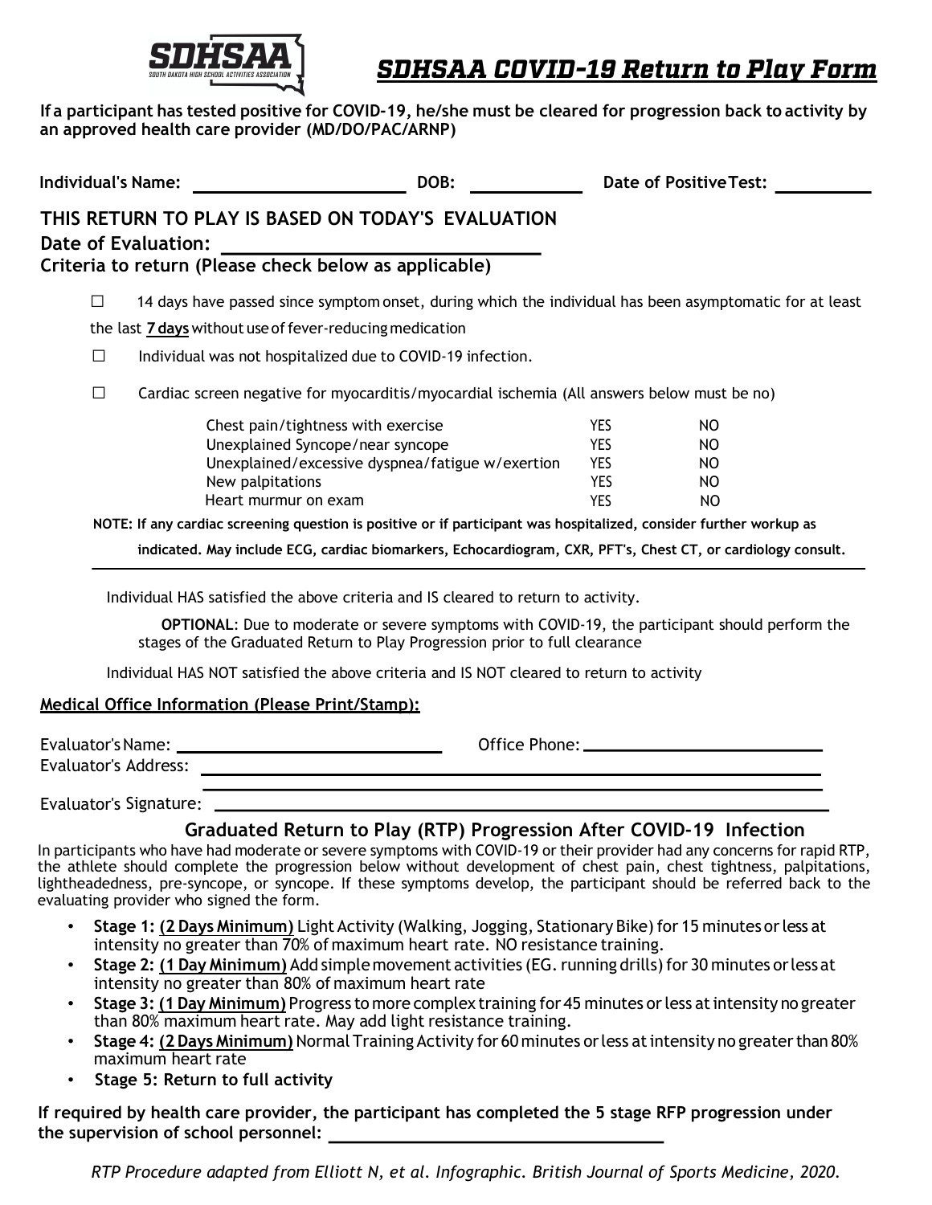# SDHSAA COVID-19 Return to Play Form

**If a participant has tested positive for COVID-19, he/she must be cleared for progression back to activity by an approved health care provider (MD/DO/PAC/ARNP)**

**Individual's Name:** ____________________ **DOB:** __________ **Date of Positive Test:** _________

## THIS RETURN TO PLAY IS BASED ON TODAY'S EVALUATION

**Date of Evaluation:** ____________________________

**Criteria to return (Please check below as applicable)**

☐ 14 days have passed since symptom onset, during which the individual has been asymptomatic for at least the last **7 days** without use of fever-reducing medication

☐ Individual was not hospitalized due to COVID-19 infection.

☐ Cardiac screen negative for myocarditis/myocardial ischemia (All answers below must be no)

| | | |
|---|---|---|
| Chest pain/tightness with exercise | YES | NO |
| Unexplained Syncope/near syncope | YES | NO |
| Unexplained/excessive dyspnea/fatigue w/exertion | YES | NO |
| New palpitations | YES | NO |
| Heart murmur on exam | YES | NO |

**NOTE: If any cardiac screening question is positive or if participant was hospitalized, consider further workup as indicated. May include ECG, cardiac biomarkers, Echocardiogram, CXR, PFT's, Chest CT, or cardiology consult.**

---

Individual HAS satisfied the above criteria and IS cleared to return to activity.

**OPTIONAL**: Due to moderate or severe symptoms with COVID-19, the participant should perform the stages of the Graduated Return to Play Progression prior to full clearance

Individual HAS NOT satisfied the above criteria and IS NOT cleared to return to activity

**Medical Office Information (Please Print/Stamp):**

Evaluator's Name: ________________________ Office Phone: ______________________

Evaluator's Address: ______________________________________________________

______________________________________________________

Evaluator's Signature: ______________________________________________________

## Graduated Return to Play (RTP) Progression After COVID-19 Infection

In participants who have had moderate or severe symptoms with COVID-19 or their provider had any concerns for rapid RTP, the athlete should complete the progression below without development of chest pain, chest tightness, palpitations, lightheadedness, pre-syncope, or syncope. If these symptoms develop, the participant should be referred back to the evaluating provider who signed the form.

- **Stage 1: (2 Days Minimum)** Light Activity (Walking, Jogging, Stationary Bike) for 15 minutes or less at intensity no greater than 70% of maximum heart rate. NO resistance training.
- **Stage 2: (1 Day Minimum)** Add simple movement activities (EG. running drills) for 30 minutes or less at intensity no greater than 80% of maximum heart rate
- **Stage 3: (1 Day Minimum)** Progress to more complex training for 45 minutes or less at intensity no greater than 80% maximum heart rate. May add light resistance training.
- **Stage 4: (2 Days Minimum)** Normal Training Activity for 60 minutes or less at intensity no greater than 80% maximum heart rate
- **Stage 5: Return to full activity**

**If required by health care provider, the participant has completed the 5 stage RFP progression under the supervision of school personnel:** ______________________________

*RTP Procedure adapted from Elliott N, et al. Infographic. British Journal of Sports Medicine, 2020.*